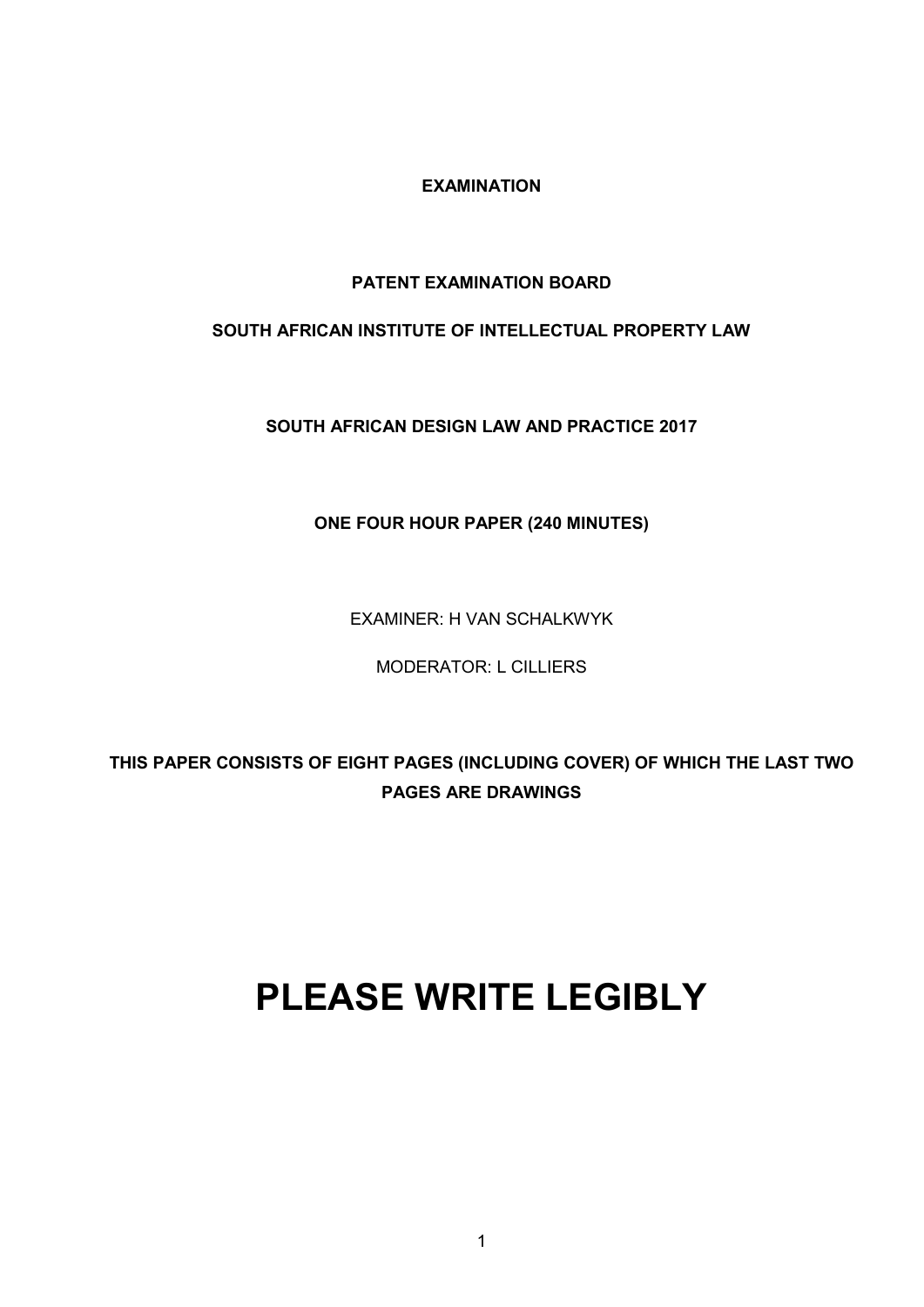**EXAMINATION**

**PATENT EXAMINATION BOARD**

**SOUTH AFRICAN INSTITUTE OF INTELLECTUAL PROPERTY LAW**

**SOUTH AFRICAN DESIGN LAW AND PRACTICE 2017**

**ONE FOUR HOUR PAPER (240 MINUTES)**

EXAMINER: H VAN SCHALKWYK

MODERATOR: L CILLIERS

**THIS PAPER CONSISTS OF EIGHT PAGES (INCLUDING COVER) OF WHICH THE LAST TWO PAGES ARE DRAWINGS**

# PLEASE WRITE LEGIBLY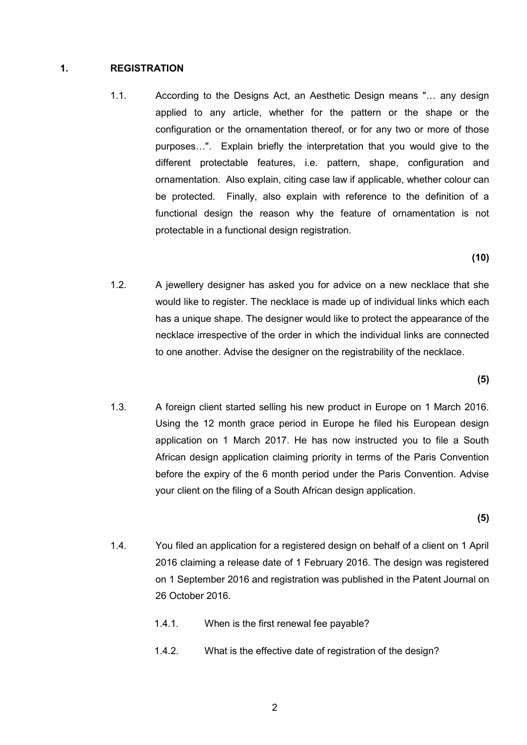## 1. REGISTRATION

1.1. According to the Designs Act, an Aesthetic Design means "… any design applied to any article, whether for the pattern or the shape or the configuration or the ornamentation thereof, or for any two or more of those purposes…". Explain briefly the interpretation that you would give to the different protectable features, i.e. pattern, shape, configuration and ornamentation. Also explain, citing case law if applicable, whether colour can be protected. Finally, also explain with reference to the definition of a functional design the reason why the feature of ornamentation is not protectable in a functional design registration.

**(10)**

1.2. A jewellery designer has asked you for advice on a new necklace that she would like to register. The necklace is made up of individual links which each has a unique shape. The designer would like to protect the appearance of the necklace irrespective of the order in which the individual links are connected to one another. Advise the designer on the registrability of the necklace.

**(5)**

1.3. A foreign client started selling his new product in Europe on 1 March 2016. Using the 12 month grace period in Europe he filed his European design application on 1 March 2017. He has now instructed you to file a South African design application claiming priority in terms of the Paris Convention before the expiry of the 6 month period under the Paris Convention. Advise your client on the filing of a South African design application.

**(5)**

1.4. You filed an application for a registered design on behalf of a client on 1 April 2016 claiming a release date of 1 February 2016. The design was registered on 1 September 2016 and registration was published in the Patent Journal on 26 October 2016.

1.4.1. When is the first renewal fee payable?

1.4.2. What is the effective date of registration of the design?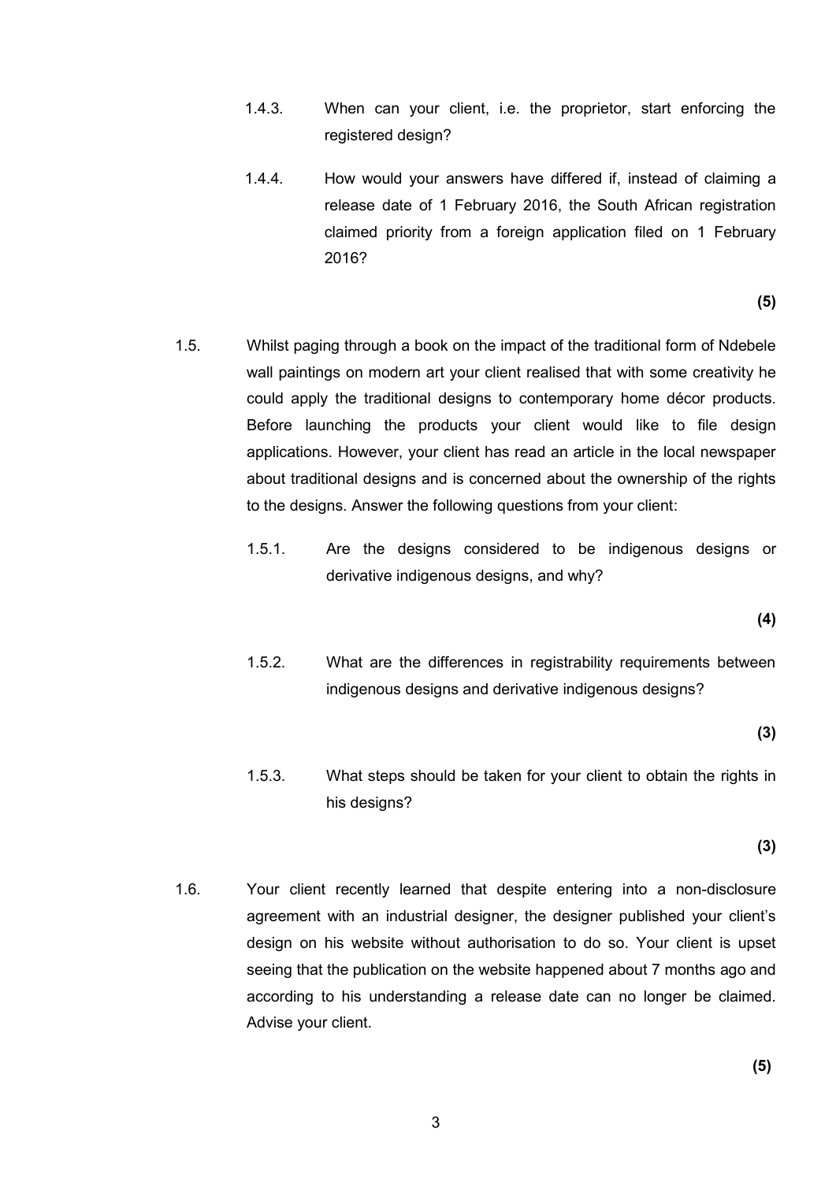1.4.3. When can your client, i.e. the proprietor, start enforcing the registered design?

1.4.4. How would your answers have differed if, instead of claiming a release date of 1 February 2016, the South African registration claimed priority from a foreign application filed on 1 February 2016?

**(5)**

1.5. Whilst paging through a book on the impact of the traditional form of Ndebele wall paintings on modern art your client realised that with some creativity he could apply the traditional designs to contemporary home décor products. Before launching the products your client would like to file design applications. However, your client has read an article in the local newspaper about traditional designs and is concerned about the ownership of the rights to the designs. Answer the following questions from your client:

1.5.1. Are the designs considered to be indigenous designs or derivative indigenous designs, and why?

**(4)**

1.5.2. What are the differences in registrability requirements between indigenous designs and derivative indigenous designs?

**(3)**

1.5.3. What steps should be taken for your client to obtain the rights in his designs?

**(3)**

1.6. Your client recently learned that despite entering into a non-disclosure agreement with an industrial designer, the designer published your client's design on his website without authorisation to do so. Your client is upset seeing that the publication on the website happened about 7 months ago and according to his understanding a release date can no longer be claimed. Advise your client.

**(5)**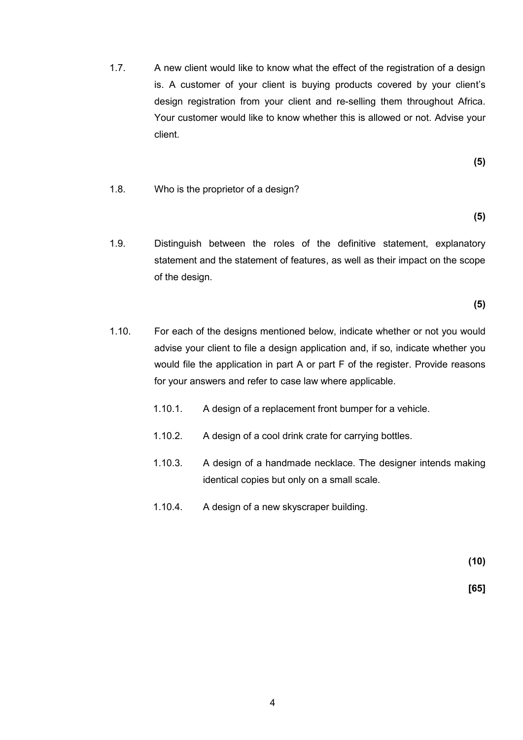1.7. A new client would like to know what the effect of the registration of a design is. A customer of your client is buying products covered by your client's design registration from your client and re-selling them throughout Africa. Your customer would like to know whether this is allowed or not. Advise your client.

**(5)**

1.8. Who is the proprietor of a design?

**(5)**

1.9. Distinguish between the roles of the definitive statement, explanatory statement and the statement of features, as well as their impact on the scope of the design.

**(5)**

1.10. For each of the designs mentioned below, indicate whether or not you would advise your client to file a design application and, if so, indicate whether you would file the application in part A or part F of the register. Provide reasons for your answers and refer to case law where applicable.

1.10.1. A design of a replacement front bumper for a vehicle.

1.10.2. A design of a cool drink crate for carrying bottles.

1.10.3. A design of a handmade necklace. The designer intends making identical copies but only on a small scale.

1.10.4. A design of a new skyscraper building.

**(10)**

**[65]**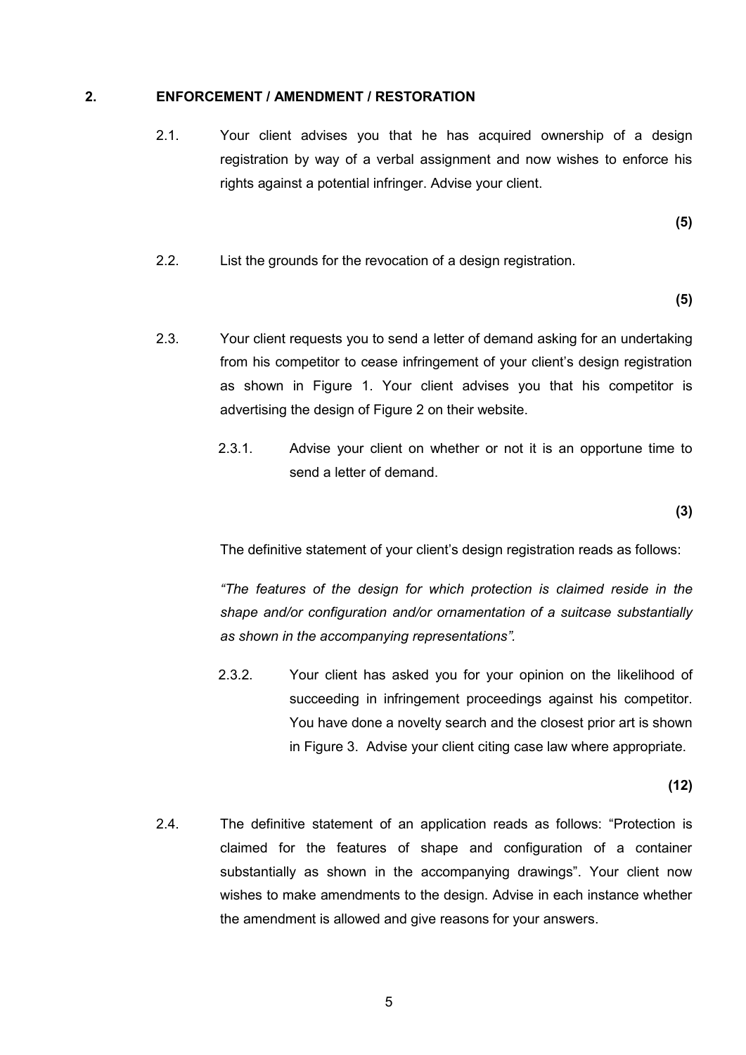## 2. ENFORCEMENT / AMENDMENT / RESTORATION

2.1. Your client advises you that he has acquired ownership of a design registration by way of a verbal assignment and now wishes to enforce his rights against a potential infringer. Advise your client.

**(5)**

2.2. List the grounds for the revocation of a design registration.

**(5)**

2.3. Your client requests you to send a letter of demand asking for an undertaking from his competitor to cease infringement of your client's design registration as shown in Figure 1. Your client advises you that his competitor is advertising the design of Figure 2 on their website.

2.3.1. Advise your client on whether or not it is an opportune time to send a letter of demand.

**(3)**

The definitive statement of your client's design registration reads as follows:

*"The features of the design for which protection is claimed reside in the shape and/or configuration and/or ornamentation of a suitcase substantially as shown in the accompanying representations".*

2.3.2. Your client has asked you for your opinion on the likelihood of succeeding in infringement proceedings against his competitor. You have done a novelty search and the closest prior art is shown in Figure 3. Advise your client citing case law where appropriate.

**(12)**

2.4. The definitive statement of an application reads as follows: "Protection is claimed for the features of shape and configuration of a container substantially as shown in the accompanying drawings". Your client now wishes to make amendments to the design. Advise in each instance whether the amendment is allowed and give reasons for your answers.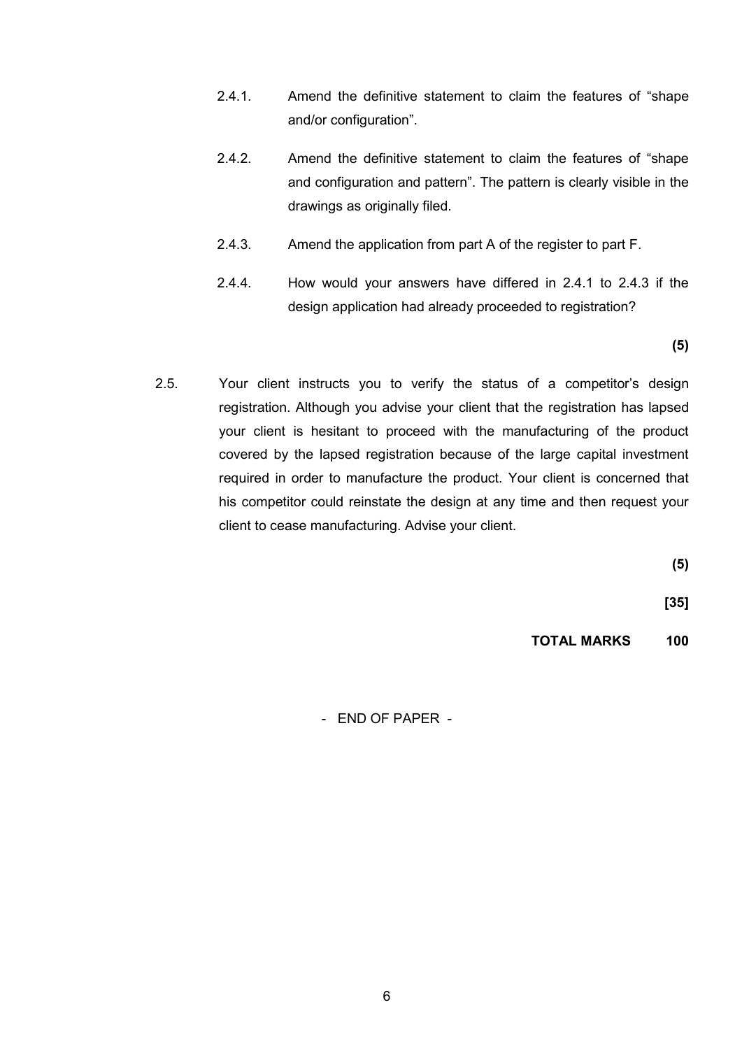2.4.1. Amend the definitive statement to claim the features of "shape and/or configuration".

2.4.2. Amend the definitive statement to claim the features of "shape and configuration and pattern". The pattern is clearly visible in the drawings as originally filed.

2.4.3. Amend the application from part A of the register to part F.

2.4.4. How would your answers have differed in 2.4.1 to 2.4.3 if the design application had already proceeded to registration?

**(5)**

2.5. Your client instructs you to verify the status of a competitor's design registration. Although you advise your client that the registration has lapsed your client is hesitant to proceed with the manufacturing of the product covered by the lapsed registration because of the large capital investment required in order to manufacture the product. Your client is concerned that his competitor could reinstate the design at any time and then request your client to cease manufacturing. Advise your client.

**(5)**

**[35]**

**TOTAL MARKS 100**

- END OF PAPER -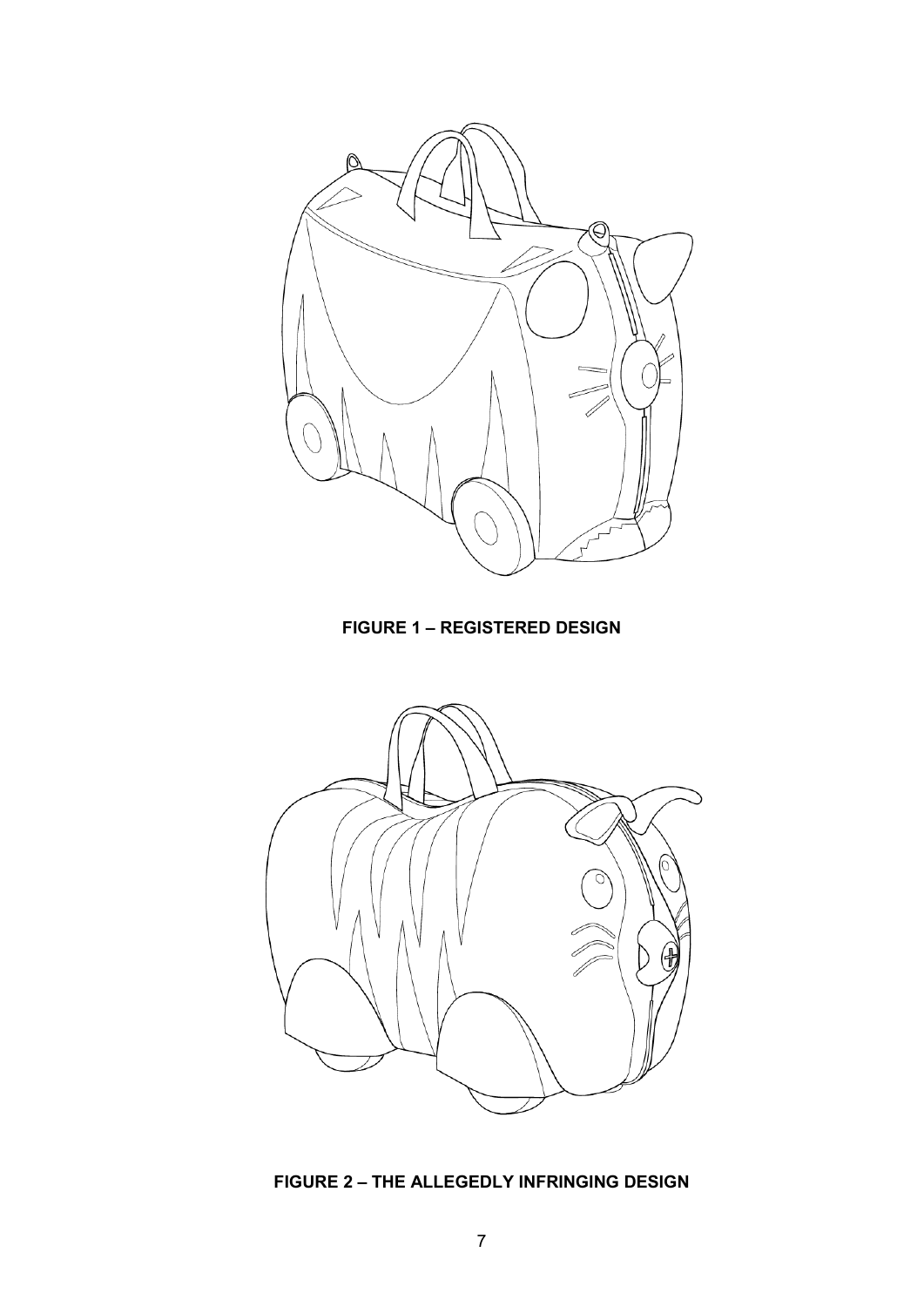**FIGURE 1 – REGISTERED DESIGN**

**FIGURE 2 – THE ALLEGEDLY INFRINGING DESIGN**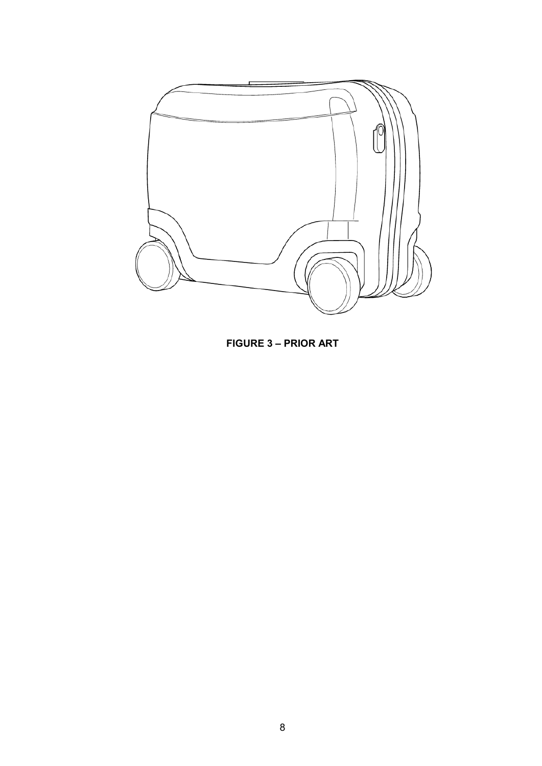**FIGURE 3 – PRIOR ART**